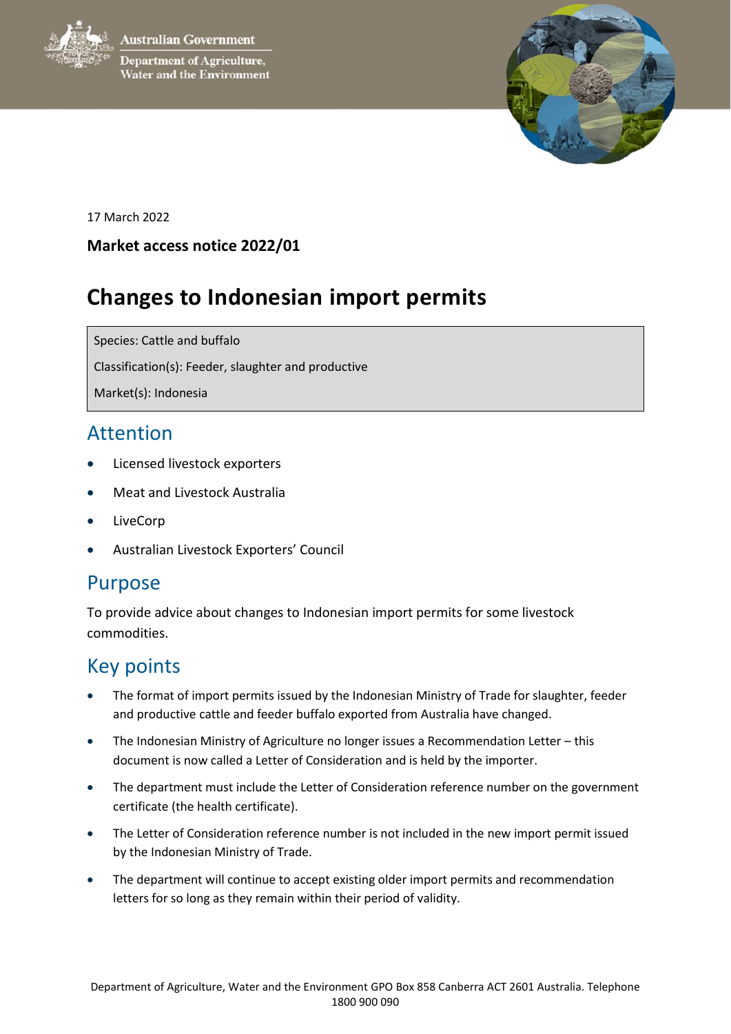Australian Government

Department of Agriculture, Water and the Environment

17 March 2022

**Market access notice 2022/01**

# Changes to Indonesian import permits

Species: Cattle and buffalo

Classification(s): Feeder, slaughter and productive

Market(s): Indonesia

## Attention

- Licensed livestock exporters
- Meat and Livestock Australia
- LiveCorp
- Australian Livestock Exporters' Council

## Purpose

To provide advice about changes to Indonesian import permits for some livestock commodities.

## Key points

- The format of import permits issued by the Indonesian Ministry of Trade for slaughter, feeder and productive cattle and feeder buffalo exported from Australia have changed.
- The Indonesian Ministry of Agriculture no longer issues a Recommendation Letter – this document is now called a Letter of Consideration and is held by the importer.
- The department must include the Letter of Consideration reference number on the government certificate (the health certificate).
- The Letter of Consideration reference number is not included in the new import permit issued by the Indonesian Ministry of Trade.
- The department will continue to accept existing older import permits and recommendation letters for so long as they remain within their period of validity.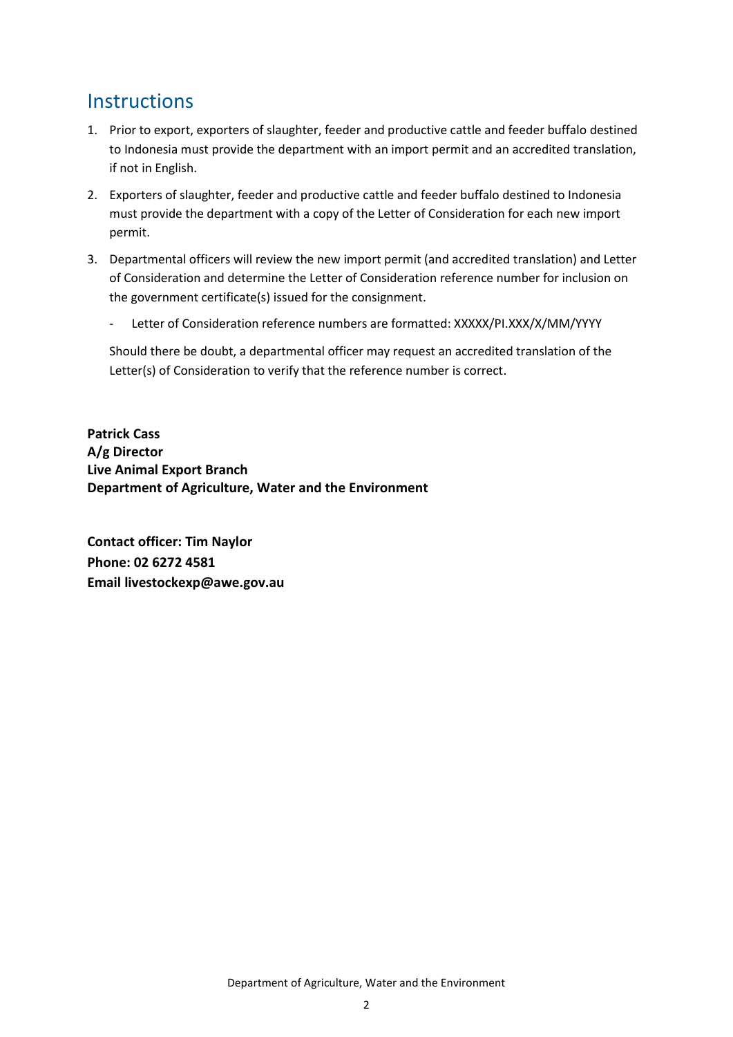## Instructions

1. Prior to export, exporters of slaughter, feeder and productive cattle and feeder buffalo destined to Indonesia must provide the department with an import permit and an accredited translation, if not in English.
2. Exporters of slaughter, feeder and productive cattle and feeder buffalo destined to Indonesia must provide the department with a copy of the Letter of Consideration for each new import permit.
3. Departmental officers will review the new import permit (and accredited translation) and Letter of Consideration and determine the Letter of Consideration reference number for inclusion on the government certificate(s) issued for the consignment.
   - Letter of Consideration reference numbers are formatted: XXXXX/PI.XXX/X/MM/YYYY

   Should there be doubt, a departmental officer may request an accredited translation of the Letter(s) of Consideration to verify that the reference number is correct.

**Patrick Cass**
**A/g Director**
**Live Animal Export Branch**
**Department of Agriculture, Water and the Environment**

**Contact officer: Tim Naylor**
**Phone: 02 6272 4581**
**Email livestockexp@awe.gov.au**